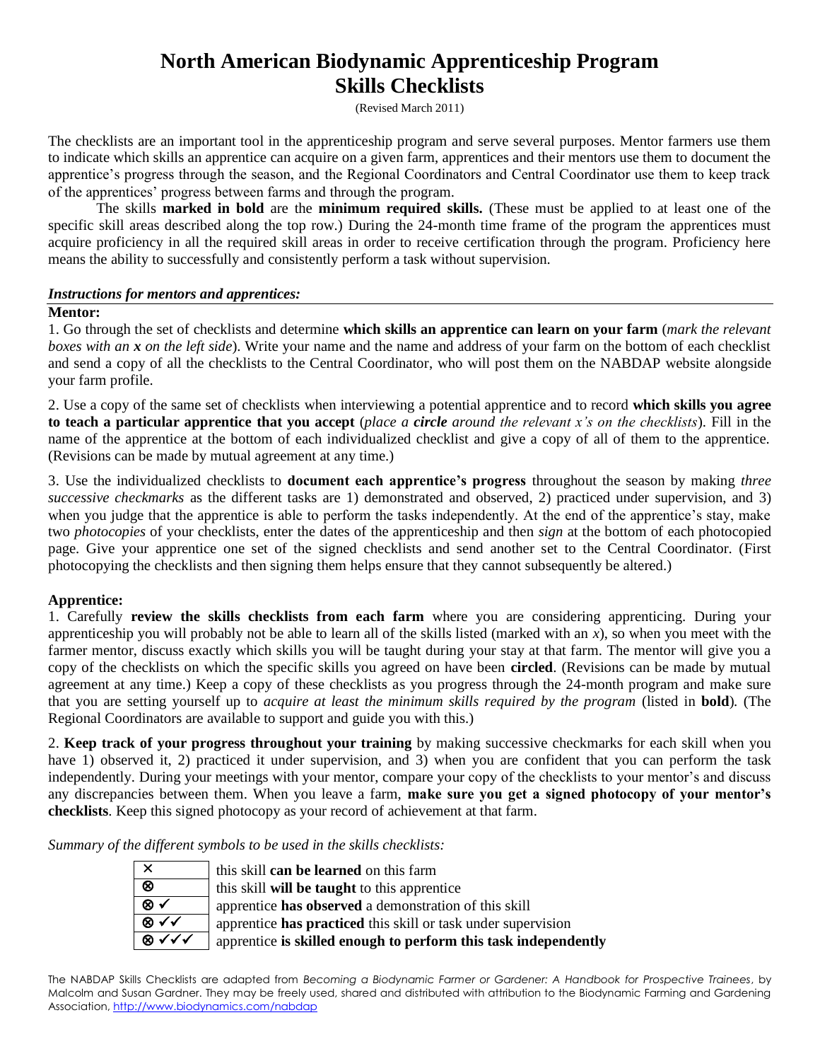# North American Biodynamic Apprenticeship Program
# Skills Checklists

(Revised March 2011)

The checklists are an important tool in the apprenticeship program and serve several purposes. Mentor farmers use them to indicate which skills an apprentice can acquire on a given farm, apprentices and their mentors use them to document the apprentice's progress through the season, and the Regional Coordinators and Central Coordinator use them to keep track of the apprentices' progress between farms and through the program.

The skills **marked in bold** are the **minimum required skills.** (These must be applied to at least one of the specific skill areas described along the top row.) During the 24-month time frame of the program the apprentices must acquire proficiency in all the required skill areas in order to receive certification through the program. Proficiency here means the ability to successfully and consistently perform a task without supervision.

### *Instructions for mentors and apprentices:*

**Mentor:**

1. Go through the set of checklists and determine **which skills an apprentice can learn on your farm** (*mark the relevant boxes with an **x** on the left side*). Write your name and the name and address of your farm on the bottom of each checklist and send a copy of all the checklists to the Central Coordinator, who will post them on the NABDAP website alongside your farm profile.

2. Use a copy of the same set of checklists when interviewing a potential apprentice and to record **which skills you agree to teach a particular apprentice that you accept** (*place a **circle** around the relevant x's on the checklists*). Fill in the name of the apprentice at the bottom of each individualized checklist and give a copy of all of them to the apprentice. (Revisions can be made by mutual agreement at any time.)

3. Use the individualized checklists to **document each apprentice's progress** throughout the season by making *three successive checkmarks* as the different tasks are 1) demonstrated and observed, 2) practiced under supervision, and 3) when you judge that the apprentice is able to perform the tasks independently. At the end of the apprentice's stay, make two *photocopies* of your checklists, enter the dates of the apprenticeship and then *sign* at the bottom of each photocopied page. Give your apprentice one set of the signed checklists and send another set to the Central Coordinator. (First photocopying the checklists and then signing them helps ensure that they cannot subsequently be altered.)

**Apprentice:**

1. Carefully **review the skills checklists from each farm** where you are considering apprenticing. During your apprenticeship you will probably not be able to learn all of the skills listed (marked with an *x*), so when you meet with the farmer mentor, discuss exactly which skills you will be taught during your stay at that farm. The mentor will give you a copy of the checklists on which the specific skills you agreed on have been **circled**. (Revisions can be made by mutual agreement at any time.) Keep a copy of these checklists as you progress through the 24-month program and make sure that you are setting yourself up to *acquire at least the minimum skills required by the program* (listed in **bold**). (The Regional Coordinators are available to support and guide you with this.)

2. **Keep track of your progress throughout your training** by making successive checkmarks for each skill when you have 1) observed it, 2) practiced it under supervision, and 3) when you are confident that you can perform the task independently. During your meetings with your mentor, compare your copy of the checklists to your mentor's and discuss any discrepancies between them. When you leave a farm, **make sure you get a signed photocopy of your mentor's checklists**. Keep this signed photocopy as your record of achievement at that farm.

*Summary of the different symbols to be used in the skills checklists:*

| Symbol | Meaning |
|---|---|
| × | this skill **can be learned** on this farm |
| ⊗ | this skill **will be taught** to this apprentice |
| ⊗ ✓ | apprentice **has observed** a demonstration of this skill |
| ⊗ ✓✓ | apprentice **has practiced** this skill or task under supervision |
| ⊗ ✓✓✓ | apprentice **is skilled enough to perform this task independently** |

The NABDAP Skills Checklists are adapted from *Becoming a Biodynamic Farmer or Gardener: A Handbook for Prospective Trainees*, by Malcolm and Susan Gardner. They may be freely used, shared and distributed with attribution to the Biodynamic Farming and Gardening Association, http://www.biodynamics.com/nabdap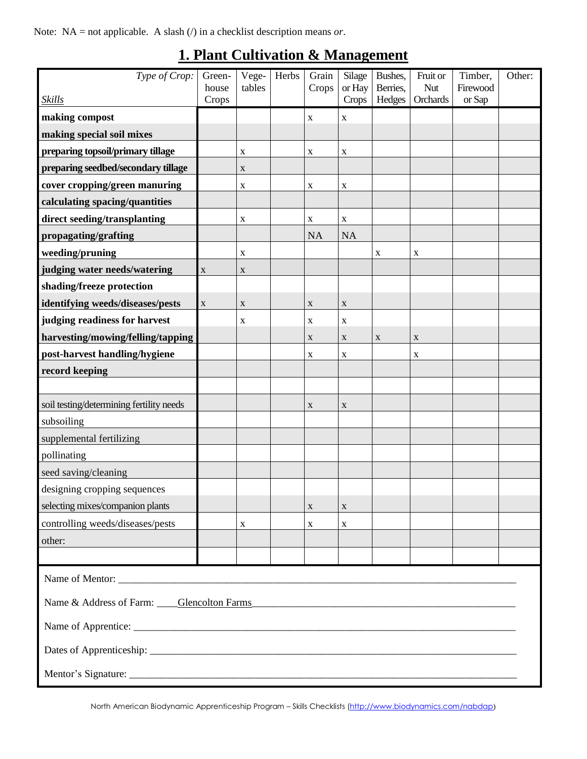Note: NA = not applicable. A slash (/) in a checklist description means *or*.

# 1. Plant Cultivation & Management

| *Type of Crop:* / *Skills* | Green-house Crops | Vege-tables | Herbs | Grain Crops | Silage or Hay Crops | Bushes, Berries, Hedges | Fruit or Nut Orchards | Timber, Firewood or Sap | Other: |
|---|---|---|---|---|---|---|---|---|---|
| **making compost** | | | | x | x | | | | |
| **making special soil mixes** | | | | | | | | | |
| **preparing topsoil/primary tillage** | | x | | x | x | | | | |
| **preparing seedbed/secondary tillage** | | x | | | | | | | |
| **cover cropping/green manuring** | | x | | x | x | | | | |
| **calculating spacing/quantities** | | | | | | | | | |
| **direct seeding/transplanting** | | x | | x | x | | | | |
| **propagating/grafting** | | | | NA | NA | | | | |
| **weeding/pruning** | | x | | | | x | x | | |
| **judging water needs/watering** | x | x | | | | | | | |
| **shading/freeze protection** | | | | | | | | | |
| **identifying weeds/diseases/pests** | x | x | | x | x | | | | |
| **judging readiness for harvest** | | x | | x | x | | | | |
| **harvesting/mowing/felling/tapping** | | | | x | x | x | x | | |
| **post-harvest handling/hygiene** | | | | x | x | | x | | |
| **record keeping** | | | | | | | | | |
| | | | | | | | | | |
| soil testing/determining fertility needs | | | | x | x | | | | |
| subsoiling | | | | | | | | | |
| supplemental fertilizing | | | | | | | | | |
| pollinating | | | | | | | | | |
| seed saving/cleaning | | | | | | | | | |
| designing cropping sequences | | | | | | | | | |
| selecting mixes/companion plants | | | | x | x | | | | |
| controlling weeds/diseases/pests | | x | | x | x | | | | |
| other: | | | | | | | | | |
| | | | | | | | | | |

Name of Mentor: ______________________________

Name & Address of Farm: ____Glencolton Farms______________________________

Name of Apprentice: ______________________________

Dates of Apprenticeship: ______________________________

Mentor's Signature: ______________________________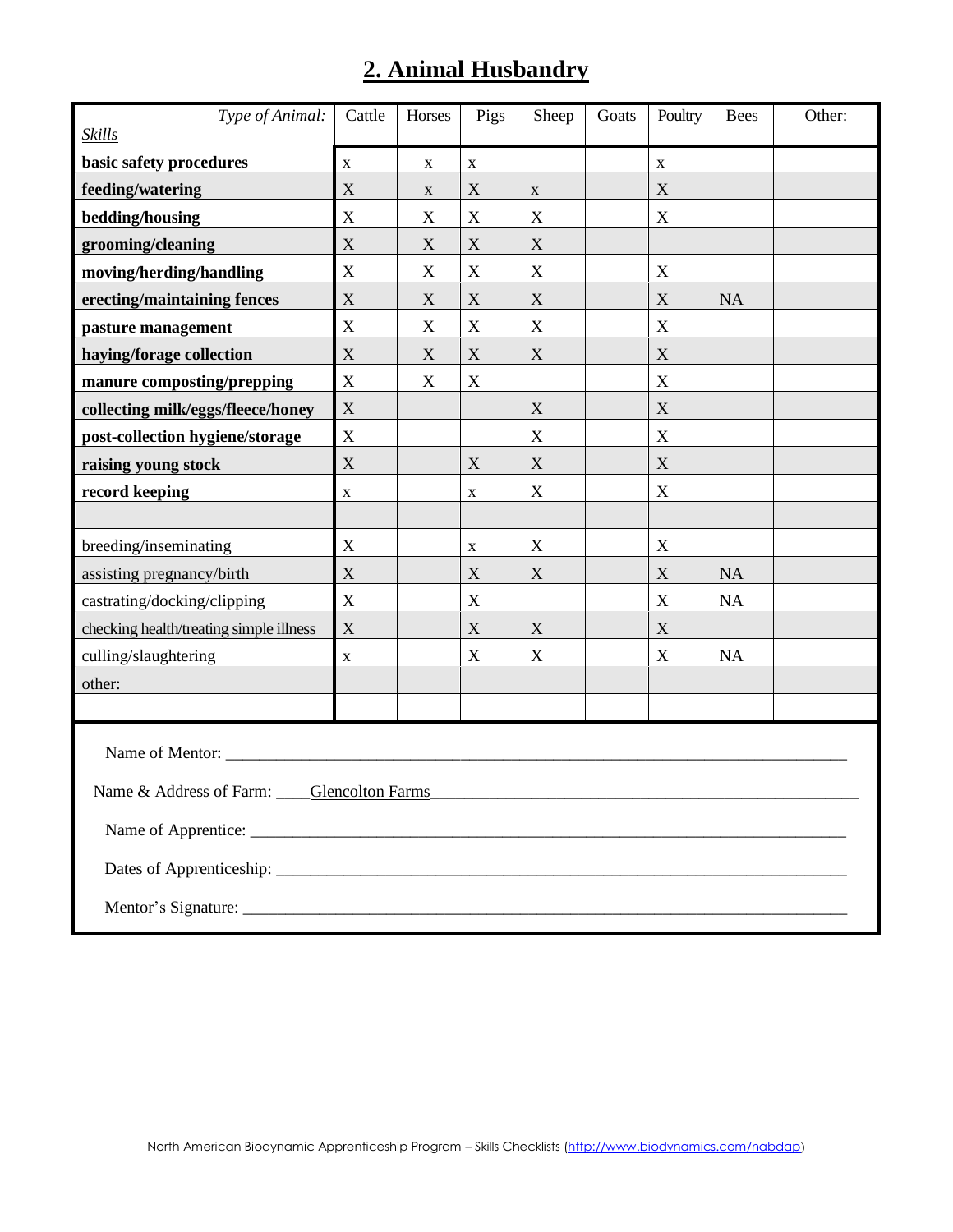# 2. Animal Husbandry

| *Type of Animal:* <br> *Skills* | Cattle | Horses | Pigs | Sheep | Goats | Poultry | Bees | Other: |
|---|---|---|---|---|---|---|---|---|
| **basic safety procedures** | x | x | x | | | x | | |
| **feeding/watering** | X | x | X | x | | X | | |
| **bedding/housing** | X | X | X | X | | X | | |
| **grooming/cleaning** | X | X | X | X | | | | |
| **moving/herding/handling** | X | X | X | X | | X | | |
| **erecting/maintaining fences** | X | X | X | X | | X | NA | |
| **pasture management** | X | X | X | X | | X | | |
| **haying/forage collection** | X | X | X | X | | X | | |
| **manure composting/prepping** | X | X | X | | | X | | |
| **collecting milk/eggs/fleece/honey** | X | | | X | | X | | |
| **post-collection hygiene/storage** | X | | | X | | X | | |
| **raising young stock** | X | | X | X | | X | | |
| **record keeping** | x | | x | X | | X | | |
| | | | | | | | | |
| breeding/inseminating | X | | x | X | | X | | |
| assisting pregnancy/birth | X | | X | X | | X | NA | |
| castrating/docking/clipping | X | | X | | | X | NA | |
| checking health/treating simple illness | X | | X | X | | X | | |
| culling/slaughtering | x | | X | X | | X | NA | |
| other: | | | | | | | | |
| | | | | | | | | |

Name of Mentor: ______________________________

Name & Address of Farm: ____Glencolton Farms______________________________

Name of Apprentice: ______________________________

Dates of Apprenticeship: ______________________________

Mentor's Signature: ______________________________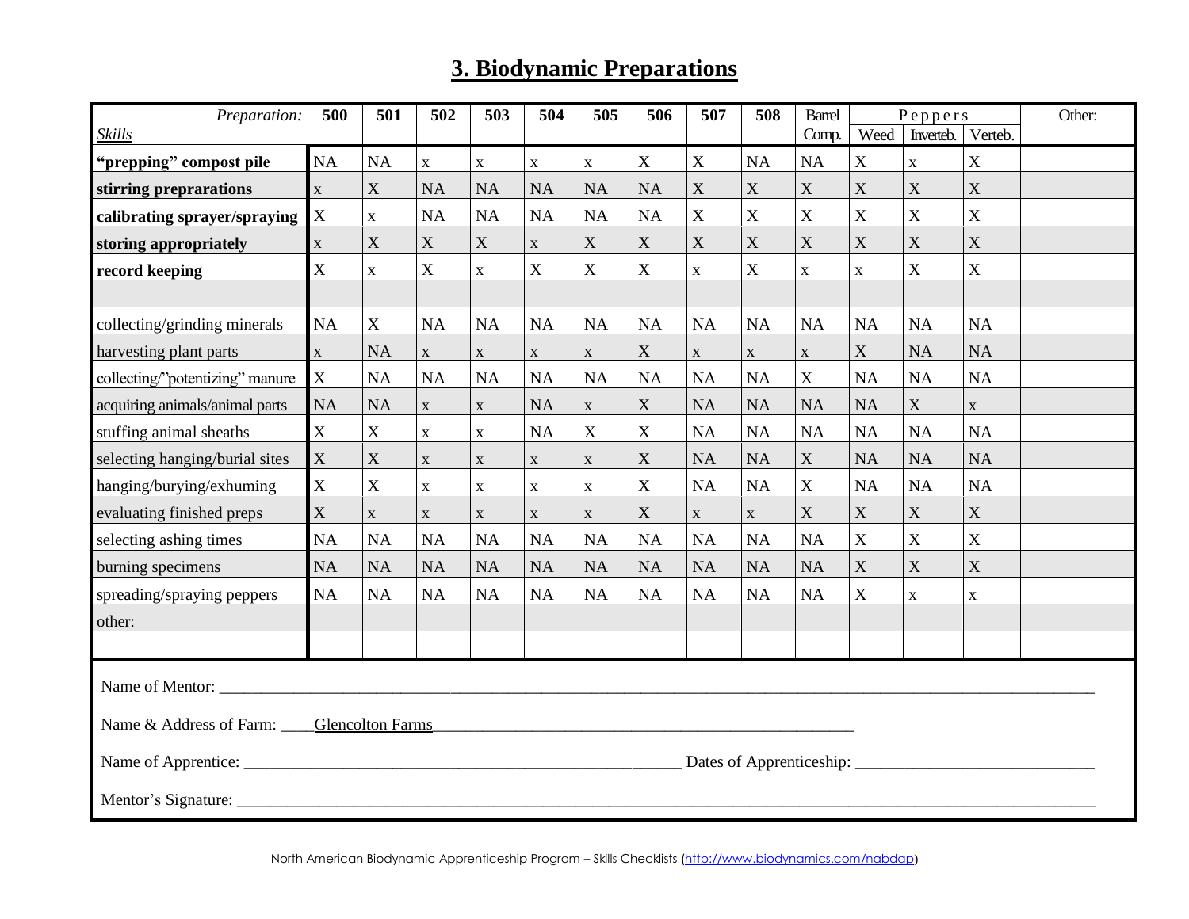# 3. Biodynamic Preparations

| *Preparation:* <br> *Skills* | 500 | 501 | 502 | 503 | 504 | 505 | 506 | 507 | 508 | Barrel Comp. | Peppers Weed | Peppers Inverteb. | Peppers Verteb. | Other: |
|---|---|---|---|---|---|---|---|---|---|---|---|---|---|---|
| **"prepping" compost pile** | NA | NA | x | x | x | x | X | X | NA | NA | X | x | X | |
| **stirring prepraratons** | x | X | NA | NA | NA | NA | NA | X | X | X | X | X | X | |
| **calibrating sprayer/spraying** | X | x | NA | NA | NA | NA | NA | X | X | X | X | X | X | |
| **storing appropriately** | x | X | X | X | x | X | X | X | X | X | X | X | X | |
| **record keeping** | X | x | X | x | X | X | X | x | X | x | x | X | X | |
| | | | | | | | | | | | | | | |
| collecting/grinding minerals | NA | X | NA | NA | NA | NA | NA | NA | NA | NA | NA | NA | NA | |
| harvesting plant parts | x | NA | x | x | x | x | X | x | x | x | X | NA | NA | |
| collecting/"potentizing" manure | X | NA | NA | NA | NA | NA | NA | NA | NA | X | NA | NA | NA | |
| acquiring animals/animal parts | NA | NA | x | x | NA | x | X | NA | NA | NA | NA | X | x | |
| stuffing animal sheaths | X | X | x | x | NA | X | X | NA | NA | NA | NA | NA | NA | |
| selecting hanging/burial sites | X | X | x | x | x | x | X | NA | NA | X | NA | NA | NA | |
| hanging/burying/exhuming | X | X | x | x | x | x | X | NA | NA | X | NA | NA | NA | |
| evaluating finished preps | X | x | x | x | x | x | X | x | x | X | X | X | X | |
| selecting ashing times | NA | NA | NA | NA | NA | NA | NA | NA | NA | NA | X | X | X | |
| burning specimens | NA | NA | NA | NA | NA | NA | NA | NA | NA | NA | X | X | X | |
| spreading/spraying peppers | NA | NA | NA | NA | NA | NA | NA | NA | NA | NA | X | x | x | |
| other: | | | | | | | | | | | | | | |
| | | | | | | | | | | | | | | |

Name of Mentor: ______________________________

Name & Address of Farm: ____Glencolton Farms______________________________

Name of Apprentice: ______________________________ Dates of Apprenticeship: ______________________________

Mentor's Signature: ______________________________

North American Biodynamic Apprenticeship Program – Skills Checklists (http://www.biodynamics.com/nabdap)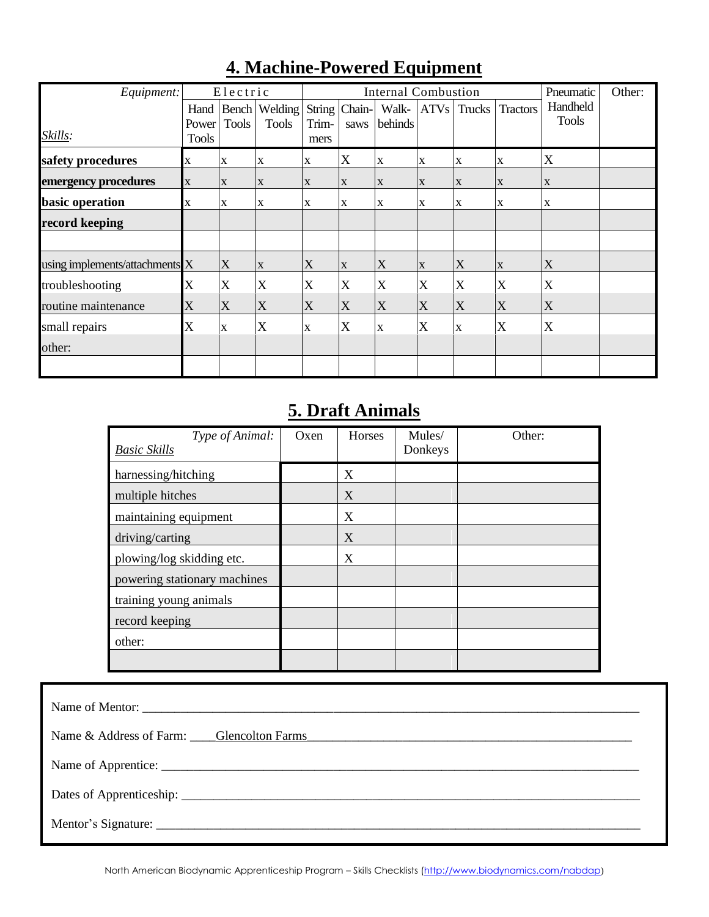# 4. Machine-Powered Equipment

| *Equipment:* / *Skills:* | Electric | | | Internal Combustion | | | | | | Pneumatic | Other: |
|---|---|---|---|---|---|---|---|---|---|---|---|
| | Hand Power Tools | Bench Tools | Welding Tools | String Trimmers | Chain-saws | Walk-behinds | ATVs | Trucks | Tractors | Handheld Tools | |
| **safety procedures** | x | x | x | x | X | x | x | x | x | X | |
| **emergency procedures** | x | x | x | x | x | x | x | x | x | x | |
| **basic operation** | x | x | x | x | x | x | x | x | x | x | |
| **record keeping** | | | | | | | | | | | |
| | | | | | | | | | | | |
| using implements/attachments | X | X | x | X | x | X | x | X | x | X | |
| troubleshooting | X | X | X | X | X | X | X | X | X | X | |
| routine maintenance | X | X | X | X | X | X | X | X | X | X | |
| small repairs | X | x | X | x | X | x | X | x | X | X | |
| other: | | | | | | | | | | | |
| | | | | | | | | | | | |

# 5. Draft Animals

| *Type of Animal:* / *Basic Skills* | Oxen | Horses | Mules/ Donkeys | Other: |
|---|---|---|---|---|
| harnessing/hitching | | X | | |
| multiple hitches | | X | | |
| maintaining equipment | | X | | |
| driving/carting | | X | | |
| plowing/log skidding etc. | | X | | |
| powering stationary machines | | | | |
| training young animals | | | | |
| record keeping | | | | |
| other: | | | | |
| | | | | |

Name of Mentor: ___________________________________________

Name & Address of Farm: ____Glencolton Farms___________________________

Name of Apprentice: ___________________________________________

Dates of Apprenticeship: ___________________________________________

Mentor's Signature: ___________________________________________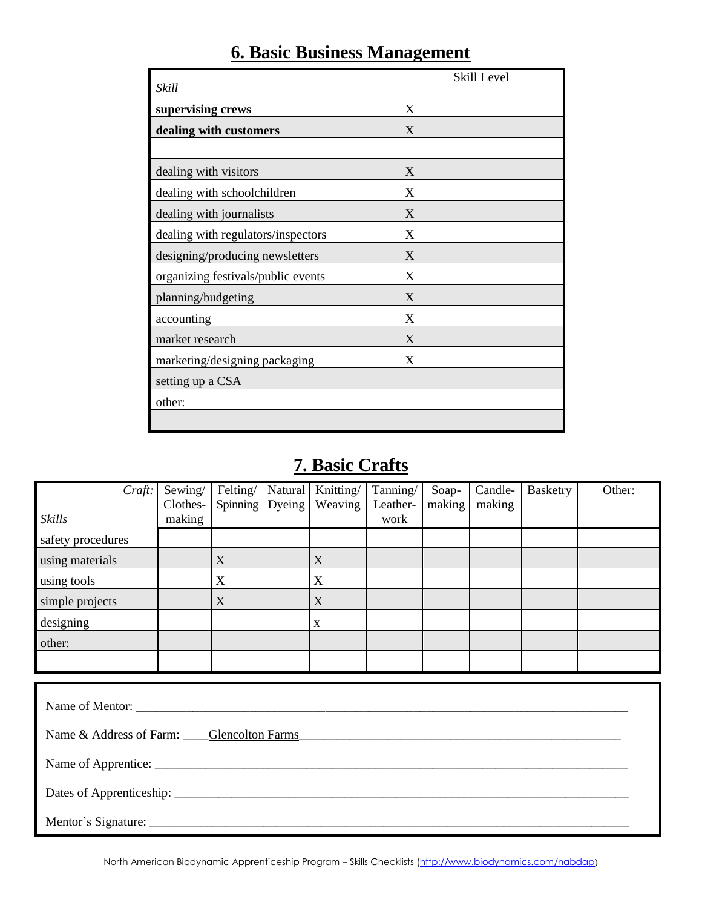## 6. Basic Business Management

| *Skill* | Skill Level |
|---|---|
| **supervising crews** | X |
| **dealing with customers** | X |
| | |
| dealing with visitors | X |
| dealing with schoolchildren | X |
| dealing with journalists | X |
| dealing with regulators/inspectors | X |
| designing/producing newsletters | X |
| organizing festivals/public events | X |
| planning/budgeting | X |
| accounting | X |
| market research | X |
| marketing/designing packaging | X |
| setting up a CSA | |
| other: | |
| | |

## 7. Basic Crafts

| *Craft:* / *Skills* | Sewing/ Clothes-making | Felting/ Spinning | Natural Dyeing | Knitting/ Weaving | Tanning/ Leather-work | Soap-making | Candle-making | Basketry | Other: |
|---|---|---|---|---|---|---|---|---|---|
| safety procedures | | | | | | | | | |
| using materials | | X | | X | | | | | |
| using tools | | X | | X | | | | | |
| simple projects | | X | | X | | | | | |
| designing | | | | x | | | | | |
| other: | | | | | | | | | |
| | | | | | | | | | |

Name of Mentor: ___________________________________________

Name & Address of Farm: ____Glencolton Farms___________________________

Name of Apprentice: ___________________________________________

Dates of Apprenticeship: ___________________________________________

Mentor's Signature: ___________________________________________

North American Biodynamic Apprenticeship Program – Skills Checklists (http://www.biodynamics.com/nabdap)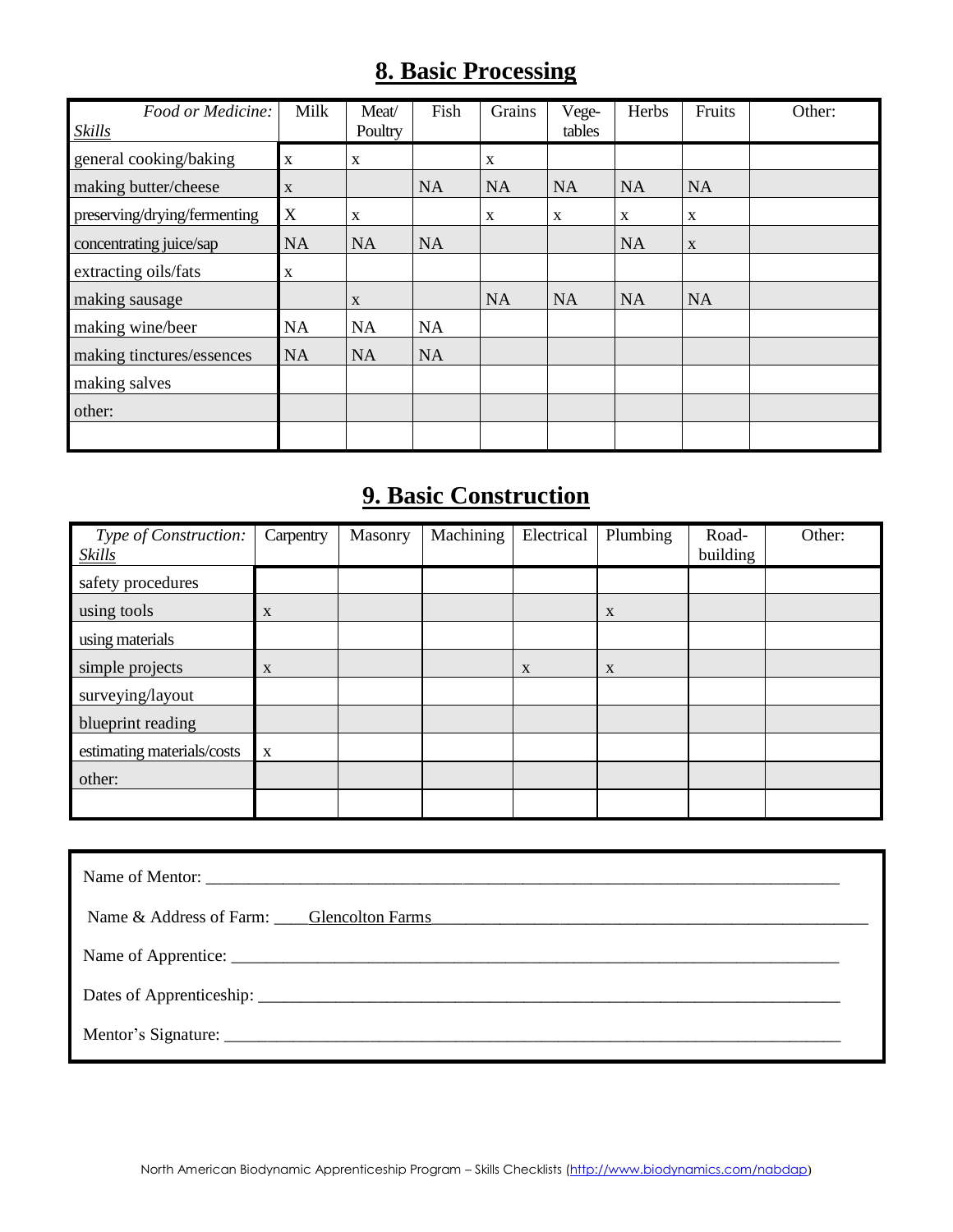## 8. Basic Processing

| *Food or Medicine:* <u>*Skills*</u> | Milk | Meat/ Poultry | Fish | Grains | Vege-tables | Herbs | Fruits | Other: |
|---|---|---|---|---|---|---|---|---|
| general cooking/baking | x | x | | x | | | | |
| making butter/cheese | x | | NA | NA | NA | NA | NA | |
| preserving/drying/fermenting | X | x | | x | x | x | x | |
| concentrating juice/sap | NA | NA | NA | | | NA | x | |
| extracting oils/fats | x | | | | | | | |
| making sausage | | x | | NA | NA | NA | NA | |
| making wine/beer | NA | NA | NA | | | | | |
| making tinctures/essences | NA | NA | NA | | | | | |
| making salves | | | | | | | | |
| other: | | | | | | | | |
| | | | | | | | | |

## 9. Basic Construction

| *Type of Construction:* <u>*Skills*</u> | Carpentry | Masonry | Machining | Electrical | Plumbing | Road-building | Other: |
|---|---|---|---|---|---|---|---|
| safety procedures | | | | | | | |
| using tools | x | | | | x | | |
| using materials | | | | | | | |
| simple projects | x | | | x | x | | |
| surveying/layout | | | | | | | |
| blueprint reading | | | | | | | |
| estimating materials/costs | x | | | | | | |
| other: | | | | | | | |
| | | | | | | | |

Name of Mentor: ______________________________

Name & Address of Farm: <u>Glencolton Farms</u>

Name of Apprentice: ______________________________

Dates of Apprenticeship: ______________________________

Mentor's Signature: ______________________________

North American Biodynamic Apprenticeship Program – Skills Checklists (http://www.biodynamics.com/nabdap)